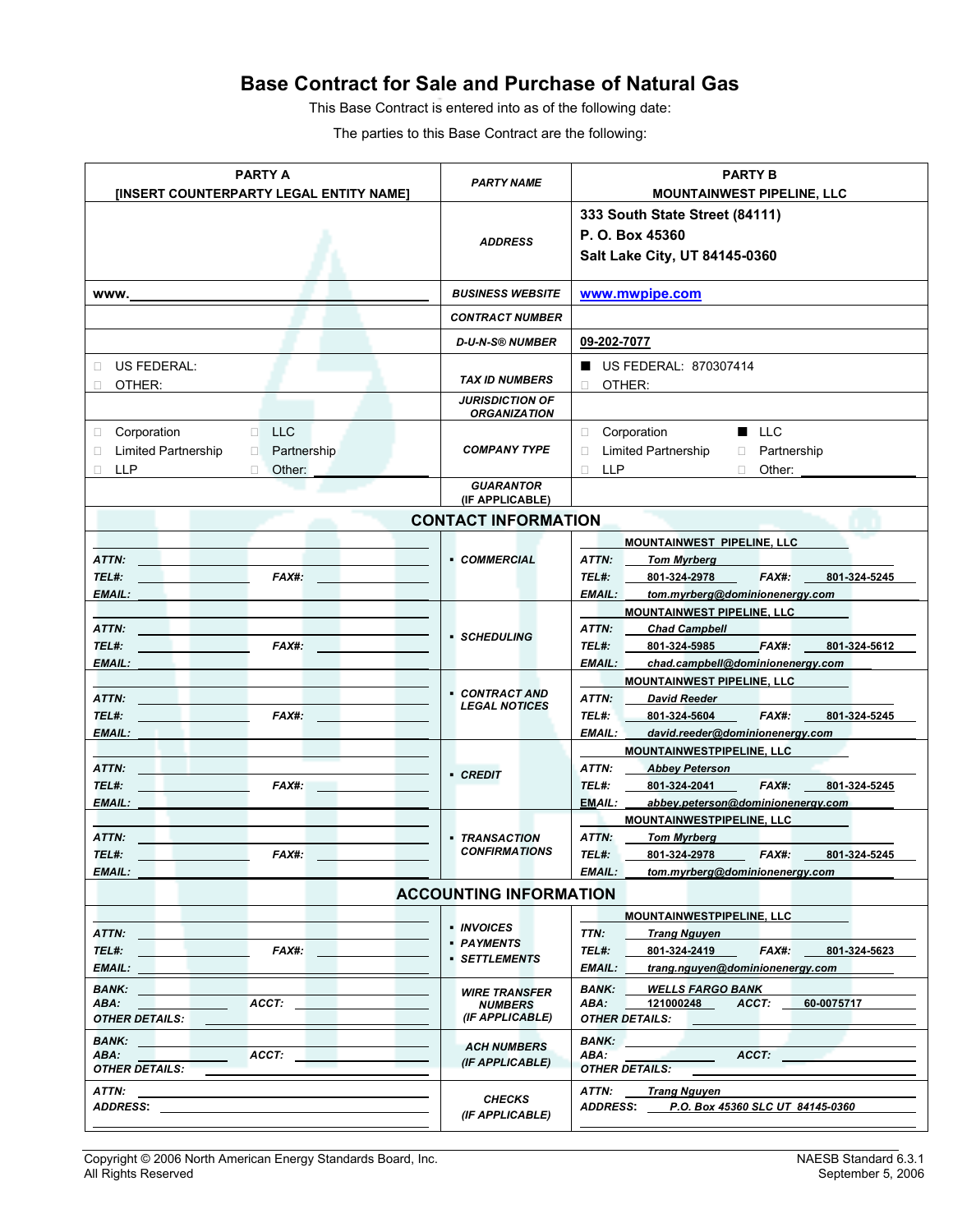# Base Contract for Sale and Purchase of Natural Gas

This Base Contract is entered into as of the following date:

The parties to this Base Contract are the following:

| PARTY A<br>[INSERT COUNTERPARTY LEGAL ENTITY NAME] | *PARTY NAME* | PARTY B<br>MOUNTAINWEST PIPELINE, LLC |
|---|---|---|
| | *ADDRESS* | **333 South State Street (84111)**<br>**P. O. Box 45360**<br>**Salt Lake City, UT 84145-0360** |
| www.\_\_\_\_\_\_\_\_\_\_ | *BUSINESS WEBSITE* | www.mwpipe.com |
| | *CONTRACT NUMBER* | |
| | *D-U-N-S® NUMBER* | 09-202-7077 |
| ☐ US FEDERAL:<br>☐ OTHER: | *TAX ID NUMBERS* | ■ US FEDERAL: 870307414<br>☐ OTHER: |
| | *JURISDICTION OF ORGANIZATION* | |
| ☐ Corporation ☐ LLC<br>☐ Limited Partnership ☐ Partnership<br>☐ LLP ☐ Other: \_\_\_\_\_\_ | *COMPANY TYPE* | ☐ Corporation ■ LLC<br>☐ Limited Partnership ☐ Partnership<br>☐ LLP ☐ Other: \_\_\_\_\_\_ |
| | *GUARANTOR (IF APPLICABLE)* | |

## CONTACT INFORMATION

| PARTY A | | PARTY B |
|---|---|---|
| *ATTN:*<br>*TEL#:* *FAX#:*<br>*EMAIL:* | ▪ *COMMERCIAL* | MOUNTAINWEST PIPELINE, LLC<br>*ATTN:* *Tom Myrberg*<br>*TEL#:* 801-324-2978 *FAX#:* 801-324-5245<br>*EMAIL:* *tom.myrberg@dominionenergy.com* |
| *ATTN:*<br>*TEL#:* *FAX#:*<br>*EMAIL:* | ▪ *SCHEDULING* | MOUNTAINWEST PIPELINE, LLC<br>*ATTN:* *Chad Campbell*<br>*TEL#:* 801-324-5985 *FAX#:* 801-324-5612<br>*EMAIL:* *chad.campbell@dominionenergy.com* |
| *ATTN:*<br>*TEL#:* *FAX#:*<br>*EMAIL:* | ▪ *CONTRACT AND LEGAL NOTICES* | MOUNTAINWEST PIPELINE, LLC<br>*ATTN:* *David Reeder*<br>*TEL#:* 801-324-5604 *FAX#:* 801-324-5245<br>*EMAIL:* *david.reeder@dominionenergy.com* |
| *ATTN:*<br>*TEL#:* *FAX#:*<br>*EMAIL:* | ▪ *CREDIT* | MOUNTAINWESTPIPELINE, LLC<br>*ATTN:* *Abbey Peterson*<br>*TEL#:* 801-324-2041 *FAX#:* 801-324-5245<br>*EMAIL:* *abbey.peterson@dominionenergy.com* |
| *ATTN:*<br>*TEL#:* *FAX#:*<br>*EMAIL:* | ▪ *TRANSACTION CONFIRMATIONS* | MOUNTAINWESTPIPELINE, LLC<br>*ATTN:* *Tom Myrberg*<br>*TEL#:* 801-324-2978 *FAX#:* 801-324-5245<br>*EMAIL:* *tom.myrberg@dominionenergy.com* |

## ACCOUNTING INFORMATION

| PARTY A | | PARTY B |
|---|---|---|
| *ATTN:*<br>*TEL#:* *FAX#:*<br>*EMAIL:* | ▪ *INVOICES*<br>▪ *PAYMENTS*<br>▪ *SETTLEMENTS* | MOUNTAINWESTPIPELINE, LLC<br>*TTN:* *Trang Nguyen*<br>*TEL#:* 801-324-2419 *FAX#:* 801-324-5623<br>*EMAIL:* *trang.nguyen@dominionenergy.com* |
| *BANK:*<br>*ABA:* *ACCT:*<br>*OTHER DETAILS:* | *WIRE TRANSFER NUMBERS (IF APPLICABLE)* | *BANK:* WELLS FARGO BANK<br>*ABA:* 121000248 *ACCT:* 60-0075717<br>*OTHER DETAILS:* |
| *BANK:*<br>*ABA:* *ACCT:*<br>*OTHER DETAILS:* | *ACH NUMBERS (IF APPLICABLE)* | *BANK:*<br>*ABA:* *ACCT:*<br>*OTHER DETAILS:* |
| *ATTN:*<br>*ADDRESS:* | *CHECKS (IF APPLICABLE)* | *ATTN:* *Trang Nguyen*<br>*ADDRESS:* *P.O. Box 45360 SLC UT 84145-0360* |

Copyright © 2006 North American Energy Standards Board, Inc.
All Rights Reserved

NAESB Standard 6.3.1
September 5, 2006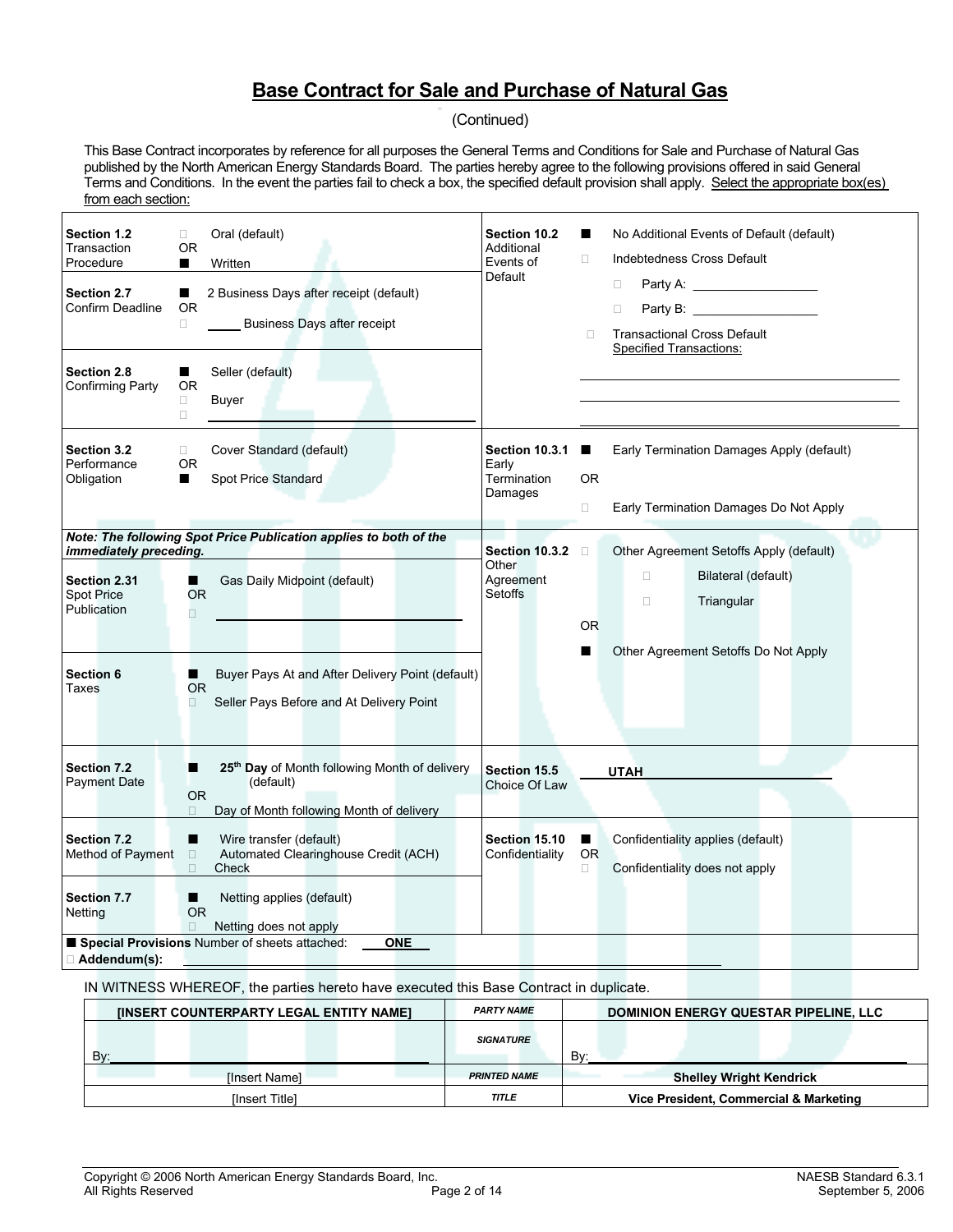# Base Contract for Sale and Purchase of Natural Gas

(Continued)

This Base Contract incorporates by reference for all purposes the General Terms and Conditions for Sale and Purchase of Natural Gas published by the North American Energy Standards Board. The parties hereby agree to the following provisions offered in said General Terms and Conditions. In the event the parties fail to check a box, the specified default provision shall apply. Select the appropriate box(es) from each section:

| Section | Selection | Section | Selection |
|---|---|---|---|
| **Section 1.2** Transaction Procedure | ☐ Oral (default) OR ■ Written | **Section 10.2** Additional Events of Default | ■ No Additional Events of Default (default)<br>☐ Indebtedness Cross Default<br>☐ Party A: ____<br>☐ Party B: ____<br>☐ Transactional Cross Default Specified Transactions: ____ |
| **Section 2.7** Confirm Deadline | ■ 2 Business Days after receipt (default) OR ☐ ____ Business Days after receipt | | |
| **Section 2.8** Confirming Party | ■ Seller (default) OR ☐ Buyer ☐ ____ | | |
| **Section 3.2** Performance Obligation | ☐ Cover Standard (default) OR ■ Spot Price Standard | **Section 10.3.1** Early Termination Damages | ■ Early Termination Damages Apply (default) OR ☐ Early Termination Damages Do Not Apply |
| ***Note: The following Spot Price Publication applies to both of the immediately preceding.*** | | **Section 10.3.2** Other Agreement Setoffs | ☐ Other Agreement Setoffs Apply (default)<br>☐ Bilateral (default)<br>☐ Triangular<br>OR<br>■ Other Agreement Setoffs Do Not Apply |
| **Section 2.31** Spot Price Publication | ■ Gas Daily Midpoint (default) OR ☐ ____ | | |
| **Section 6** Taxes | ■ Buyer Pays At and After Delivery Point (default) OR ☐ Seller Pays Before and At Delivery Point | | |
| **Section 7.2** Payment Date | ■ 25th Day of Month following Month of delivery (default) OR ☐ Day of Month following Month of delivery | **Section 15.5** Choice Of Law | UTAH |
| **Section 7.2** Method of Payment | ■ Wire transfer (default) ☐ Automated Clearinghouse Credit (ACH) ☐ Check | **Section 15.10** Confidentiality | ■ Confidentiality applies (default) OR ☐ Confidentiality does not apply |
| **Section 7.7** Netting | ■ Netting applies (default) OR ☐ Netting does not apply | | |

■ **Special Provisions** Number of sheets attached: **ONE**

☐ **Addendum(s):** ____

IN WITNESS WHEREOF, the parties hereto have executed this Base Contract in duplicate.

| [INSERT COUNTERPARTY LEGAL ENTITY NAME] | *PARTY NAME* | DOMINION ENERGY QUESTAR PIPELINE, LLC |
|---|---|---|
| By: ____ | *SIGNATURE* | By: ____ |
| [Insert Name] | *PRINTED NAME* | **Shelley Wright Kendrick** |
| [Insert Title] | *TITLE* | **Vice President, Commercial & Marketing** |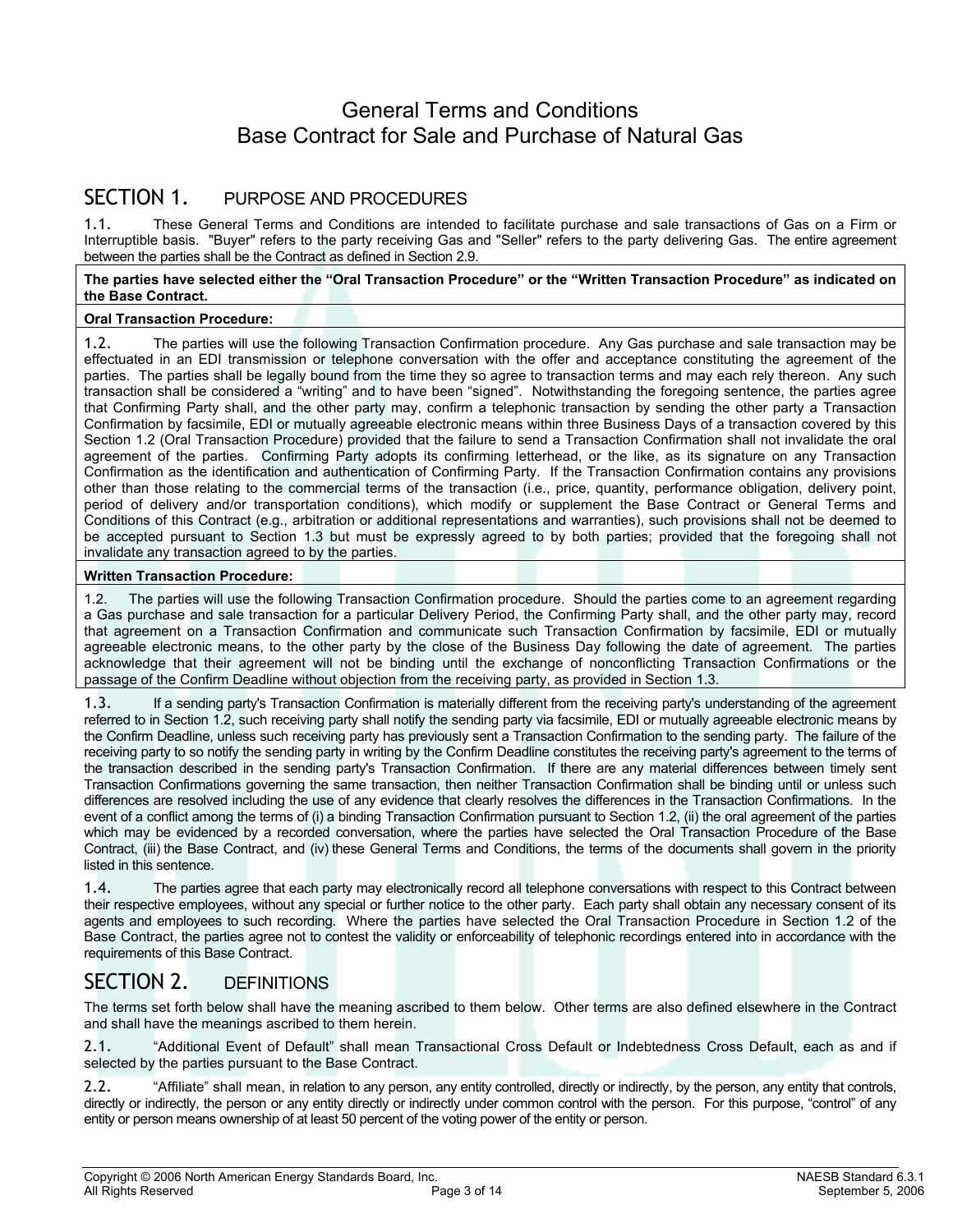# General Terms and Conditions
# Base Contract for Sale and Purchase of Natural Gas

## SECTION 1. PURPOSE AND PROCEDURES

1.1. These General Terms and Conditions are intended to facilitate purchase and sale transactions of Gas on a Firm or Interruptible basis. "Buyer" refers to the party receiving Gas and "Seller" refers to the party delivering Gas. The entire agreement between the parties shall be the Contract as defined in Section 2.9.

**The parties have selected either the "Oral Transaction Procedure" or the "Written Transaction Procedure" as indicated on the Base Contract.**

**Oral Transaction Procedure:**

1.2. The parties will use the following Transaction Confirmation procedure. Any Gas purchase and sale transaction may be effectuated in an EDI transmission or telephone conversation with the offer and acceptance constituting the agreement of the parties. The parties shall be legally bound from the time they so agree to transaction terms and may each rely thereon. Any such transaction shall be considered a "writing" and to have been "signed". Notwithstanding the foregoing sentence, the parties agree that Confirming Party shall, and the other party may, confirm a telephonic transaction by sending the other party a Transaction Confirmation by facsimile, EDI or mutually agreeable electronic means within three Business Days of a transaction covered by this Section 1.2 (Oral Transaction Procedure) provided that the failure to send a Transaction Confirmation shall not invalidate the oral agreement of the parties. Confirming Party adopts its confirming letterhead, or the like, as its signature on any Transaction Confirmation as the identification and authentication of Confirming Party. If the Transaction Confirmation contains any provisions other than those relating to the commercial terms of the transaction (i.e., price, quantity, performance obligation, delivery point, period of delivery and/or transportation conditions), which modify or supplement the Base Contract or General Terms and Conditions of this Contract (e.g., arbitration or additional representations and warranties), such provisions shall not be deemed to be accepted pursuant to Section 1.3 but must be expressly agreed to by both parties; provided that the foregoing shall not invalidate any transaction agreed to by the parties.

**Written Transaction Procedure:**

1.2. The parties will use the following Transaction Confirmation procedure. Should the parties come to an agreement regarding a Gas purchase and sale transaction for a particular Delivery Period, the Confirming Party shall, and the other party may, record that agreement on a Transaction Confirmation and communicate such Transaction Confirmation by facsimile, EDI or mutually agreeable electronic means, to the other party by the close of the Business Day following the date of agreement. The parties acknowledge that their agreement will not be binding until the exchange of nonconflicting Transaction Confirmations or the passage of the Confirm Deadline without objection from the receiving party, as provided in Section 1.3.

1.3. If a sending party's Transaction Confirmation is materially different from the receiving party's understanding of the agreement referred to in Section 1.2, such receiving party shall notify the sending party via facsimile, EDI or mutually agreeable electronic means by the Confirm Deadline, unless such receiving party has previously sent a Transaction Confirmation to the sending party. The failure of the receiving party to so notify the sending party in writing by the Confirm Deadline constitutes the receiving party's agreement to the terms of the transaction described in the sending party's Transaction Confirmation. If there are any material differences between timely sent Transaction Confirmations governing the same transaction, then neither Transaction Confirmation shall be binding until or unless such differences are resolved including the use of any evidence that clearly resolves the differences in the Transaction Confirmations. In the event of a conflict among the terms of (i) a binding Transaction Confirmation pursuant to Section 1.2, (ii) the oral agreement of the parties which may be evidenced by a recorded conversation, where the parties have selected the Oral Transaction Procedure of the Base Contract, (iii) the Base Contract, and (iv) these General Terms and Conditions, the terms of the documents shall govern in the priority listed in this sentence.

1.4. The parties agree that each party may electronically record all telephone conversations with respect to this Contract between their respective employees, without any special or further notice to the other party. Each party shall obtain any necessary consent of its agents and employees to such recording. Where the parties have selected the Oral Transaction Procedure in Section 1.2 of the Base Contract, the parties agree not to contest the validity or enforceability of telephonic recordings entered into in accordance with the requirements of this Base Contract.

## SECTION 2. DEFINITIONS

The terms set forth below shall have the meaning ascribed to them below. Other terms are also defined elsewhere in the Contract and shall have the meanings ascribed to them herein.

2.1. "Additional Event of Default" shall mean Transactional Cross Default or Indebtedness Cross Default, each as and if selected by the parties pursuant to the Base Contract.

2.2. "Affiliate" shall mean, in relation to any person, any entity controlled, directly or indirectly, by the person, any entity that controls, directly or indirectly, the person or any entity directly or indirectly under common control with the person. For this purpose, "control" of any entity or person means ownership of at least 50 percent of the voting power of the entity or person.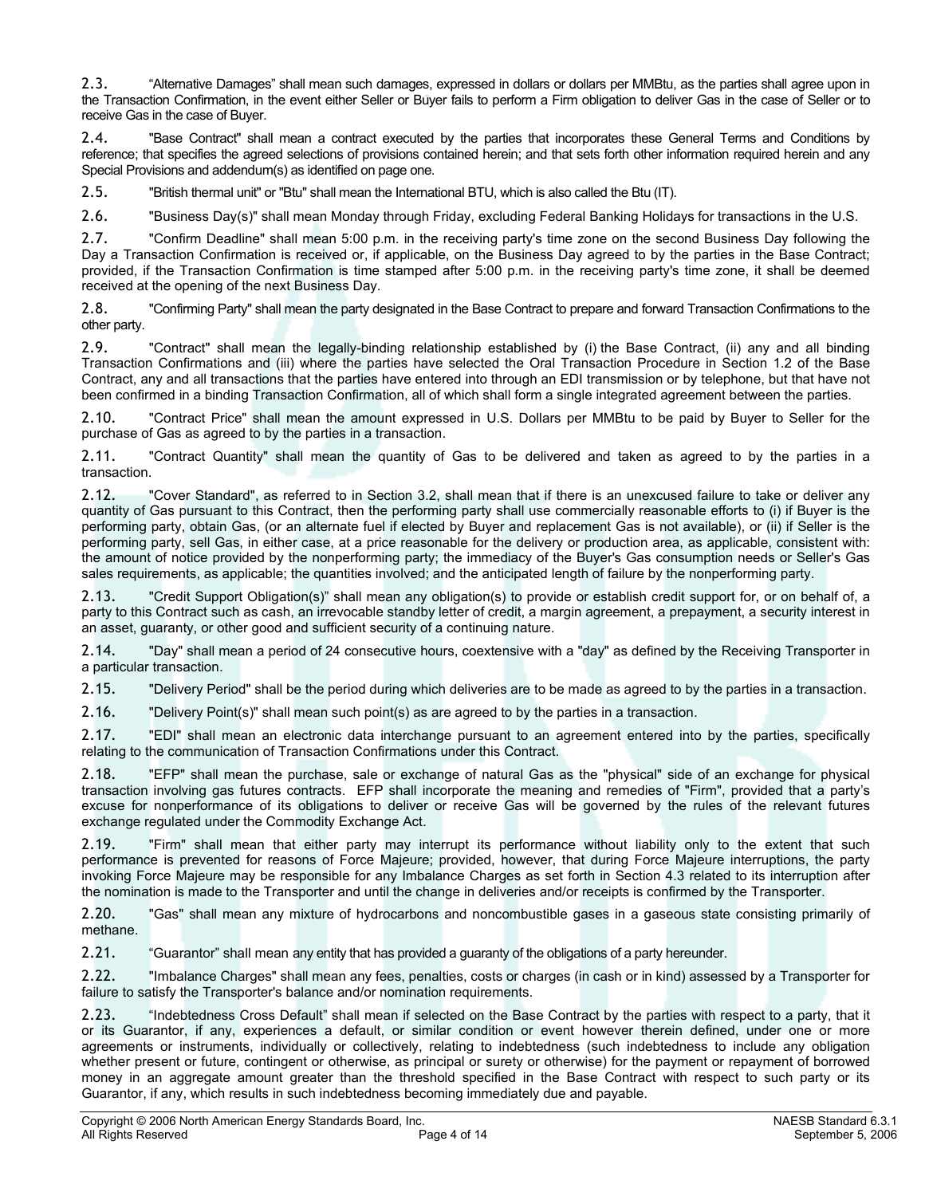2.3. "Alternative Damages" shall mean such damages, expressed in dollars or dollars per MMBtu, as the parties shall agree upon in the Transaction Confirmation, in the event either Seller or Buyer fails to perform a Firm obligation to deliver Gas in the case of Seller or to receive Gas in the case of Buyer.

2.4. "Base Contract" shall mean a contract executed by the parties that incorporates these General Terms and Conditions by reference; that specifies the agreed selections of provisions contained herein; and that sets forth other information required herein and any Special Provisions and addendum(s) as identified on page one.

2.5. "British thermal unit" or "Btu" shall mean the International BTU, which is also called the Btu (IT).

2.6. "Business Day(s)" shall mean Monday through Friday, excluding Federal Banking Holidays for transactions in the U.S.

2.7. "Confirm Deadline" shall mean 5:00 p.m. in the receiving party's time zone on the second Business Day following the Day a Transaction Confirmation is received or, if applicable, on the Business Day agreed to by the parties in the Base Contract; provided, if the Transaction Confirmation is time stamped after 5:00 p.m. in the receiving party's time zone, it shall be deemed received at the opening of the next Business Day.

2.8. "Confirming Party" shall mean the party designated in the Base Contract to prepare and forward Transaction Confirmations to the other party.

2.9. "Contract" shall mean the legally-binding relationship established by (i) the Base Contract, (ii) any and all binding Transaction Confirmations and (iii) where the parties have selected the Oral Transaction Procedure in Section 1.2 of the Base Contract, any and all transactions that the parties have entered into through an EDI transmission or by telephone, but that have not been confirmed in a binding Transaction Confirmation, all of which shall form a single integrated agreement between the parties.

2.10. "Contract Price" shall mean the amount expressed in U.S. Dollars per MMBtu to be paid by Buyer to Seller for the purchase of Gas as agreed to by the parties in a transaction.

2.11. "Contract Quantity" shall mean the quantity of Gas to be delivered and taken as agreed to by the parties in a transaction.

2.12. "Cover Standard", as referred to in Section 3.2, shall mean that if there is an unexcused failure to take or deliver any quantity of Gas pursuant to this Contract, then the performing party shall use commercially reasonable efforts to (i) if Buyer is the performing party, obtain Gas, (or an alternate fuel if elected by Buyer and replacement Gas is not available), or (ii) if Seller is the performing party, sell Gas, in either case, at a price reasonable for the delivery or production area, as applicable, consistent with: the amount of notice provided by the nonperforming party; the immediacy of the Buyer's Gas consumption needs or Seller's Gas sales requirements, as applicable; the quantities involved; and the anticipated length of failure by the nonperforming party.

2.13. "Credit Support Obligation(s)" shall mean any obligation(s) to provide or establish credit support for, or on behalf of, a party to this Contract such as cash, an irrevocable standby letter of credit, a margin agreement, a prepayment, a security interest in an asset, guaranty, or other good and sufficient security of a continuing nature.

2.14. "Day" shall mean a period of 24 consecutive hours, coextensive with a "day" as defined by the Receiving Transporter in a particular transaction.

2.15. "Delivery Period" shall be the period during which deliveries are to be made as agreed to by the parties in a transaction.

2.16. "Delivery Point(s)" shall mean such point(s) as are agreed to by the parties in a transaction.

2.17. "EDI" shall mean an electronic data interchange pursuant to an agreement entered into by the parties, specifically relating to the communication of Transaction Confirmations under this Contract.

2.18. "EFP" shall mean the purchase, sale or exchange of natural Gas as the "physical" side of an exchange for physical transaction involving gas futures contracts. EFP shall incorporate the meaning and remedies of "Firm", provided that a party's excuse for nonperformance of its obligations to deliver or receive Gas will be governed by the rules of the relevant futures exchange regulated under the Commodity Exchange Act.

2.19. "Firm" shall mean that either party may interrupt its performance without liability only to the extent that such performance is prevented for reasons of Force Majeure; provided, however, that during Force Majeure interruptions, the party invoking Force Majeure may be responsible for any Imbalance Charges as set forth in Section 4.3 related to its interruption after the nomination is made to the Transporter and until the change in deliveries and/or receipts is confirmed by the Transporter.

2.20. "Gas" shall mean any mixture of hydrocarbons and noncombustible gases in a gaseous state consisting primarily of methane.

2.21. "Guarantor" shall mean any entity that has provided a guaranty of the obligations of a party hereunder.

2.22. "Imbalance Charges" shall mean any fees, penalties, costs or charges (in cash or in kind) assessed by a Transporter for failure to satisfy the Transporter's balance and/or nomination requirements.

2.23. "Indebtedness Cross Default" shall mean if selected on the Base Contract by the parties with respect to a party, that it or its Guarantor, if any, experiences a default, or similar condition or event however therein defined, under one or more agreements or instruments, individually or collectively, relating to indebtedness (such indebtedness to include any obligation whether present or future, contingent or otherwise, as principal or surety or otherwise) for the payment or repayment of borrowed money in an aggregate amount greater than the threshold specified in the Base Contract with respect to such party or its Guarantor, if any, which results in such indebtedness becoming immediately due and payable.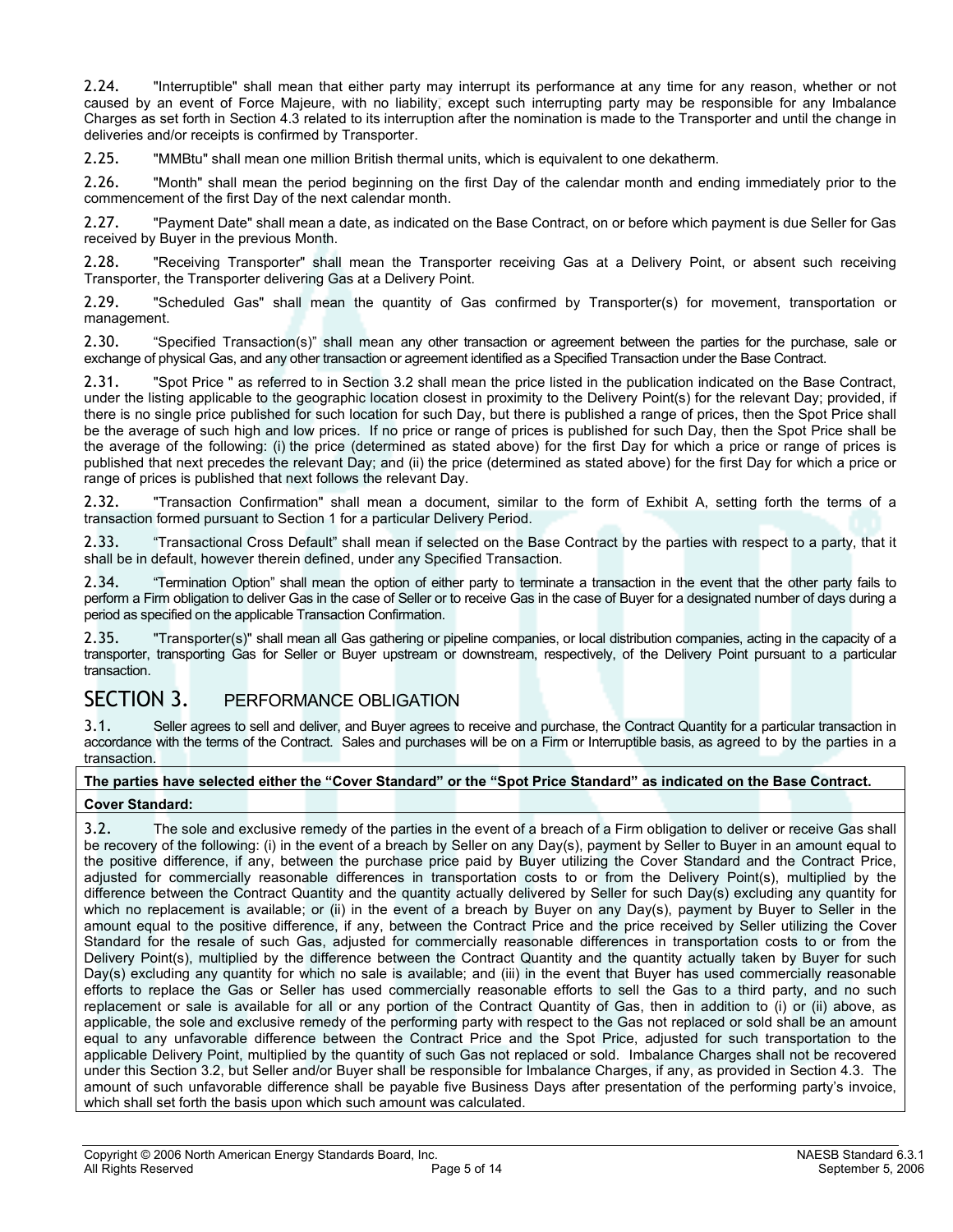**2.24.** "Interruptible" shall mean that either party may interrupt its performance at any time for any reason, whether or not caused by an event of Force Majeure, with no liability, except such interrupting party may be responsible for any Imbalance Charges as set forth in Section 4.3 related to its interruption after the nomination is made to the Transporter and until the change in deliveries and/or receipts is confirmed by Transporter.

**2.25.** "MMBtu" shall mean one million British thermal units, which is equivalent to one dekatherm.

**2.26.** "Month" shall mean the period beginning on the first Day of the calendar month and ending immediately prior to the commencement of the first Day of the next calendar month.

**2.27.** "Payment Date" shall mean a date, as indicated on the Base Contract, on or before which payment is due Seller for Gas received by Buyer in the previous Month.

**2.28.** "Receiving Transporter" shall mean the Transporter receiving Gas at a Delivery Point, or absent such receiving Transporter, the Transporter delivering Gas at a Delivery Point.

**2.29.** "Scheduled Gas" shall mean the quantity of Gas confirmed by Transporter(s) for movement, transportation or management.

**2.30.** "Specified Transaction(s)" shall mean any other transaction or agreement between the parties for the purchase, sale or exchange of physical Gas, and any other transaction or agreement identified as a Specified Transaction under the Base Contract.

**2.31.** "Spot Price " as referred to in Section 3.2 shall mean the price listed in the publication indicated on the Base Contract, under the listing applicable to the geographic location closest in proximity to the Delivery Point(s) for the relevant Day; provided, if there is no single price published for such location for such Day, but there is published a range of prices, then the Spot Price shall be the average of such high and low prices. If no price or range of prices is published for such Day, then the Spot Price shall be the average of the following: (i) the price (determined as stated above) for the first Day for which a price or range of prices is published that next precedes the relevant Day; and (ii) the price (determined as stated above) for the first Day for which a price or range of prices is published that next follows the relevant Day.

**2.32.** "Transaction Confirmation" shall mean a document, similar to the form of Exhibit A, setting forth the terms of a transaction formed pursuant to Section 1 for a particular Delivery Period.

**2.33.** "Transactional Cross Default" shall mean if selected on the Base Contract by the parties with respect to a party, that it shall be in default, however therein defined, under any Specified Transaction.

**2.34.** "Termination Option" shall mean the option of either party to terminate a transaction in the event that the other party fails to perform a Firm obligation to deliver Gas in the case of Seller or to receive Gas in the case of Buyer for a designated number of days during a period as specified on the applicable Transaction Confirmation.

**2.35.** "Transporter(s)" shall mean all Gas gathering or pipeline companies, or local distribution companies, acting in the capacity of a transporter, transporting Gas for Seller or Buyer upstream or downstream, respectively, of the Delivery Point pursuant to a particular transaction.

## SECTION 3. PERFORMANCE OBLIGATION

**3.1.** Seller agrees to sell and deliver, and Buyer agrees to receive and purchase, the Contract Quantity for a particular transaction in accordance with the terms of the Contract. Sales and purchases will be on a Firm or Interruptible basis, as agreed to by the parties in a transaction.

**The parties have selected either the "Cover Standard" or the "Spot Price Standard" as indicated on the Base Contract.**

**Cover Standard:**

**3.2.** The sole and exclusive remedy of the parties in the event of a breach of a Firm obligation to deliver or receive Gas shall be recovery of the following: (i) in the event of a breach by Seller on any Day(s), payment by Seller to Buyer in an amount equal to the positive difference, if any, between the purchase price paid by Buyer utilizing the Cover Standard and the Contract Price, adjusted for commercially reasonable differences in transportation costs to or from the Delivery Point(s), multiplied by the difference between the Contract Quantity and the quantity actually delivered by Seller for such Day(s) excluding any quantity for which no replacement is available; or (ii) in the event of a breach by Buyer on any Day(s), payment by Buyer to Seller in the amount equal to the positive difference, if any, between the Contract Price and the price received by Seller utilizing the Cover Standard for the resale of such Gas, adjusted for commercially reasonable differences in transportation costs to or from the Delivery Point(s), multiplied by the difference between the Contract Quantity and the quantity actually taken by Buyer for such Day(s) excluding any quantity for which no sale is available; and (iii) in the event that Buyer has used commercially reasonable efforts to replace the Gas or Seller has used commercially reasonable efforts to sell the Gas to a third party, and no such replacement or sale is available for all or any portion of the Contract Quantity of Gas, then in addition to (i) or (ii) above, as applicable, the sole and exclusive remedy of the performing party with respect to the Gas not replaced or sold shall be an amount equal to any unfavorable difference between the Contract Price and the Spot Price, adjusted for such transportation to the applicable Delivery Point, multiplied by the quantity of such Gas not replaced or sold. Imbalance Charges shall not be recovered under this Section 3.2, but Seller and/or Buyer shall be responsible for Imbalance Charges, if any, as provided in Section 4.3. The amount of such unfavorable difference shall be payable five Business Days after presentation of the performing party's invoice, which shall set forth the basis upon which such amount was calculated.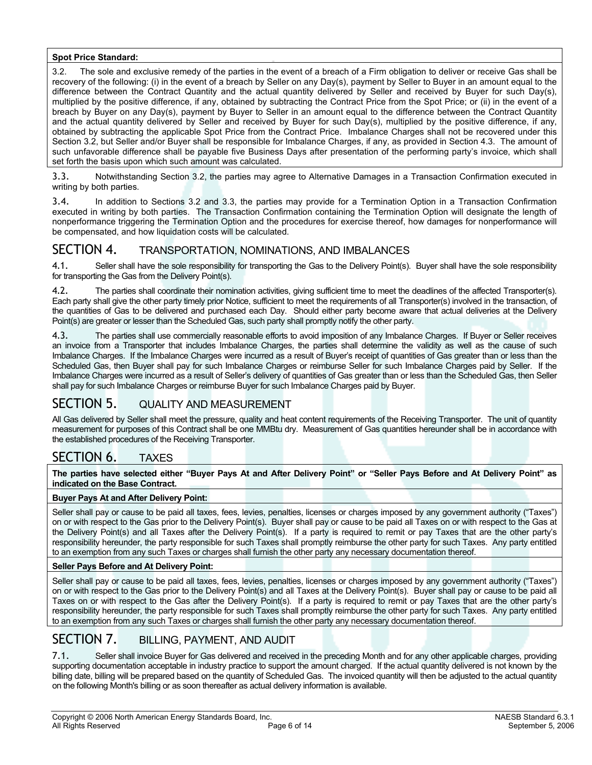**Spot Price Standard:**

3.2. The sole and exclusive remedy of the parties in the event of a breach of a Firm obligation to deliver or receive Gas shall be recovery of the following: (i) in the event of a breach by Seller on any Day(s), payment by Seller to Buyer in an amount equal to the difference between the Contract Quantity and the actual quantity delivered by Seller and received by Buyer for such Day(s), multiplied by the positive difference, if any, obtained by subtracting the Contract Price from the Spot Price; or (ii) in the event of a breach by Buyer on any Day(s), payment by Buyer to Seller in an amount equal to the difference between the Contract Quantity and the actual quantity delivered by Seller and received by Buyer for such Day(s), multiplied by the positive difference, if any, obtained by subtracting the applicable Spot Price from the Contract Price. Imbalance Charges shall not be recovered under this Section 3.2, but Seller and/or Buyer shall be responsible for Imbalance Charges, if any, as provided in Section 4.3. The amount of such unfavorable difference shall be payable five Business Days after presentation of the performing party's invoice, which shall set forth the basis upon which such amount was calculated.

3.3. Notwithstanding Section 3.2, the parties may agree to Alternative Damages in a Transaction Confirmation executed in writing by both parties.

3.4. In addition to Sections 3.2 and 3.3, the parties may provide for a Termination Option in a Transaction Confirmation executed in writing by both parties. The Transaction Confirmation containing the Termination Option will designate the length of nonperformance triggering the Termination Option and the procedures for exercise thereof, how damages for nonperformance will be compensated, and how liquidation costs will be calculated.

## SECTION 4. TRANSPORTATION, NOMINATIONS, AND IMBALANCES

4.1. Seller shall have the sole responsibility for transporting the Gas to the Delivery Point(s). Buyer shall have the sole responsibility for transporting the Gas from the Delivery Point(s).

4.2. The parties shall coordinate their nomination activities, giving sufficient time to meet the deadlines of the affected Transporter(s). Each party shall give the other party timely prior Notice, sufficient to meet the requirements of all Transporter(s) involved in the transaction, of the quantities of Gas to be delivered and purchased each Day. Should either party become aware that actual deliveries at the Delivery Point(s) are greater or lesser than the Scheduled Gas, such party shall promptly notify the other party.

4.3. The parties shall use commercially reasonable efforts to avoid imposition of any Imbalance Charges. If Buyer or Seller receives an invoice from a Transporter that includes Imbalance Charges, the parties shall determine the validity as well as the cause of such Imbalance Charges. If the Imbalance Charges were incurred as a result of Buyer's receipt of quantities of Gas greater than or less than the Scheduled Gas, then Buyer shall pay for such Imbalance Charges or reimburse Seller for such Imbalance Charges paid by Seller. If the Imbalance Charges were incurred as a result of Seller's delivery of quantities of Gas greater than or less than the Scheduled Gas, then Seller shall pay for such Imbalance Charges or reimburse Buyer for such Imbalance Charges paid by Buyer.

## SECTION 5. QUALITY AND MEASUREMENT

All Gas delivered by Seller shall meet the pressure, quality and heat content requirements of the Receiving Transporter. The unit of quantity measurement for purposes of this Contract shall be one MMBtu dry. Measurement of Gas quantities hereunder shall be in accordance with the established procedures of the Receiving Transporter.

## SECTION 6. TAXES

**The parties have selected either "Buyer Pays At and After Delivery Point" or "Seller Pays Before and At Delivery Point" as indicated on the Base Contract.**

**Buyer Pays At and After Delivery Point:**

Seller shall pay or cause to be paid all taxes, fees, levies, penalties, licenses or charges imposed by any government authority ("Taxes") on or with respect to the Gas prior to the Delivery Point(s). Buyer shall pay or cause to be paid all Taxes on or with respect to the Gas at the Delivery Point(s) and all Taxes after the Delivery Point(s). If a party is required to remit or pay Taxes that are the other party's responsibility hereunder, the party responsible for such Taxes shall promptly reimburse the other party for such Taxes. Any party entitled to an exemption from any such Taxes or charges shall furnish the other party any necessary documentation thereof.

**Seller Pays Before and At Delivery Point:**

Seller shall pay or cause to be paid all taxes, fees, levies, penalties, licenses or charges imposed by any government authority ("Taxes") on or with respect to the Gas prior to the Delivery Point(s) and all Taxes at the Delivery Point(s). Buyer shall pay or cause to be paid all Taxes on or with respect to the Gas after the Delivery Point(s). If a party is required to remit or pay Taxes that are the other party's responsibility hereunder, the party responsible for such Taxes shall promptly reimburse the other party for such Taxes. Any party entitled to an exemption from any such Taxes or charges shall furnish the other party any necessary documentation thereof.

## SECTION 7. BILLING, PAYMENT, AND AUDIT

7.1. Seller shall invoice Buyer for Gas delivered and received in the preceding Month and for any other applicable charges, providing supporting documentation acceptable in industry practice to support the amount charged. If the actual quantity delivered is not known by the billing date, billing will be prepared based on the quantity of Scheduled Gas. The invoiced quantity will then be adjusted to the actual quantity on the following Month's billing or as soon thereafter as actual delivery information is available.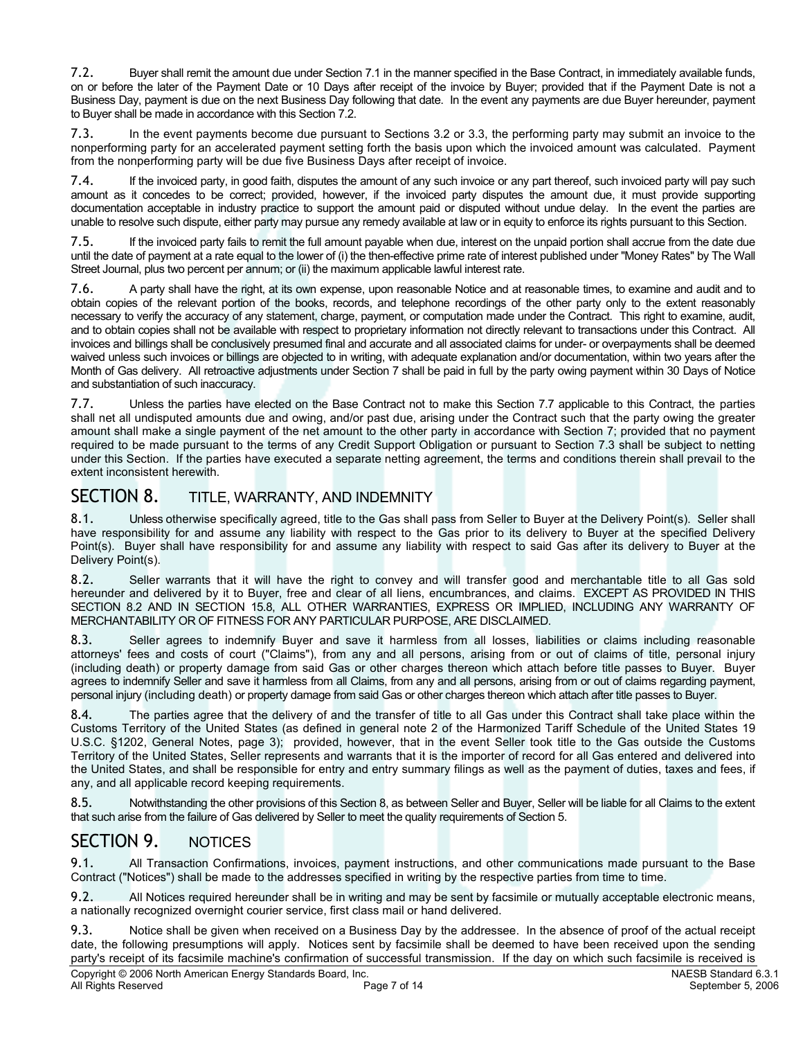7.2. Buyer shall remit the amount due under Section 7.1 in the manner specified in the Base Contract, in immediately available funds, on or before the later of the Payment Date or 10 Days after receipt of the invoice by Buyer; provided that if the Payment Date is not a Business Day, payment is due on the next Business Day following that date. In the event any payments are due Buyer hereunder, payment to Buyer shall be made in accordance with this Section 7.2.

7.3. In the event payments become due pursuant to Sections 3.2 or 3.3, the performing party may submit an invoice to the nonperforming party for an accelerated payment setting forth the basis upon which the invoiced amount was calculated. Payment from the nonperforming party will be due five Business Days after receipt of invoice.

7.4. If the invoiced party, in good faith, disputes the amount of any such invoice or any part thereof, such invoiced party will pay such amount as it concedes to be correct; provided, however, if the invoiced party disputes the amount due, it must provide supporting documentation acceptable in industry practice to support the amount paid or disputed without undue delay. In the event the parties are unable to resolve such dispute, either party may pursue any remedy available at law or in equity to enforce its rights pursuant to this Section.

7.5. If the invoiced party fails to remit the full amount payable when due, interest on the unpaid portion shall accrue from the date due until the date of payment at a rate equal to the lower of (i) the then-effective prime rate of interest published under "Money Rates" by The Wall Street Journal, plus two percent per annum; or (ii) the maximum applicable lawful interest rate.

7.6. A party shall have the right, at its own expense, upon reasonable Notice and at reasonable times, to examine and audit and to obtain copies of the relevant portion of the books, records, and telephone recordings of the other party only to the extent reasonably necessary to verify the accuracy of any statement, charge, payment, or computation made under the Contract. This right to examine, audit, and to obtain copies shall not be available with respect to proprietary information not directly relevant to transactions under this Contract. All invoices and billings shall be conclusively presumed final and accurate and all associated claims for under- or overpayments shall be deemed waived unless such invoices or billings are objected to in writing, with adequate explanation and/or documentation, within two years after the Month of Gas delivery. All retroactive adjustments under Section 7 shall be paid in full by the party owing payment within 30 Days of Notice and substantiation of such inaccuracy.

7.7. Unless the parties have elected on the Base Contract not to make this Section 7.7 applicable to this Contract, the parties shall net all undisputed amounts due and owing, and/or past due, arising under the Contract such that the party owing the greater amount shall make a single payment of the net amount to the other party in accordance with Section 7; provided that no payment required to be made pursuant to the terms of any Credit Support Obligation or pursuant to Section 7.3 shall be subject to netting under this Section. If the parties have executed a separate netting agreement, the terms and conditions therein shall prevail to the extent inconsistent herewith.

## SECTION 8. TITLE, WARRANTY, AND INDEMNITY

8.1. Unless otherwise specifically agreed, title to the Gas shall pass from Seller to Buyer at the Delivery Point(s). Seller shall have responsibility for and assume any liability with respect to the Gas prior to its delivery to Buyer at the specified Delivery Point(s). Buyer shall have responsibility for and assume any liability with respect to said Gas after its delivery to Buyer at the Delivery Point(s).

8.2. Seller warrants that it will have the right to convey and will transfer good and merchantable title to all Gas sold hereunder and delivered by it to Buyer, free and clear of all liens, encumbrances, and claims. EXCEPT AS PROVIDED IN THIS SECTION 8.2 AND IN SECTION 15.8, ALL OTHER WARRANTIES, EXPRESS OR IMPLIED, INCLUDING ANY WARRANTY OF MERCHANTABILITY OR OF FITNESS FOR ANY PARTICULAR PURPOSE, ARE DISCLAIMED.

8.3. Seller agrees to indemnify Buyer and save it harmless from all losses, liabilities or claims including reasonable attorneys' fees and costs of court ("Claims"), from any and all persons, arising from or out of claims of title, personal injury (including death) or property damage from said Gas or other charges thereon which attach before title passes to Buyer. Buyer agrees to indemnify Seller and save it harmless from all Claims, from any and all persons, arising from or out of claims regarding payment, personal injury (including death) or property damage from said Gas or other charges thereon which attach after title passes to Buyer.

8.4. The parties agree that the delivery of and the transfer of title to all Gas under this Contract shall take place within the Customs Territory of the United States (as defined in general note 2 of the Harmonized Tariff Schedule of the United States 19 U.S.C. §1202, General Notes, page 3); provided, however, that in the event Seller took title to the Gas outside the Customs Territory of the United States, Seller represents and warrants that it is the importer of record for all Gas entered and delivered into the United States, and shall be responsible for entry and entry summary filings as well as the payment of duties, taxes and fees, if any, and all applicable record keeping requirements.

8.5. Notwithstanding the other provisions of this Section 8, as between Seller and Buyer, Seller will be liable for all Claims to the extent that such arise from the failure of Gas delivered by Seller to meet the quality requirements of Section 5.

## SECTION 9. NOTICES

9.1. All Transaction Confirmations, invoices, payment instructions, and other communications made pursuant to the Base Contract ("Notices") shall be made to the addresses specified in writing by the respective parties from time to time.

9.2. All Notices required hereunder shall be in writing and may be sent by facsimile or mutually acceptable electronic means, a nationally recognized overnight courier service, first class mail or hand delivered.

9.3. Notice shall be given when received on a Business Day by the addressee. In the absence of proof of the actual receipt date, the following presumptions will apply. Notices sent by facsimile shall be deemed to have been received upon the sending party's receipt of its facsimile machine's confirmation of successful transmission. If the day on which such facsimile is received is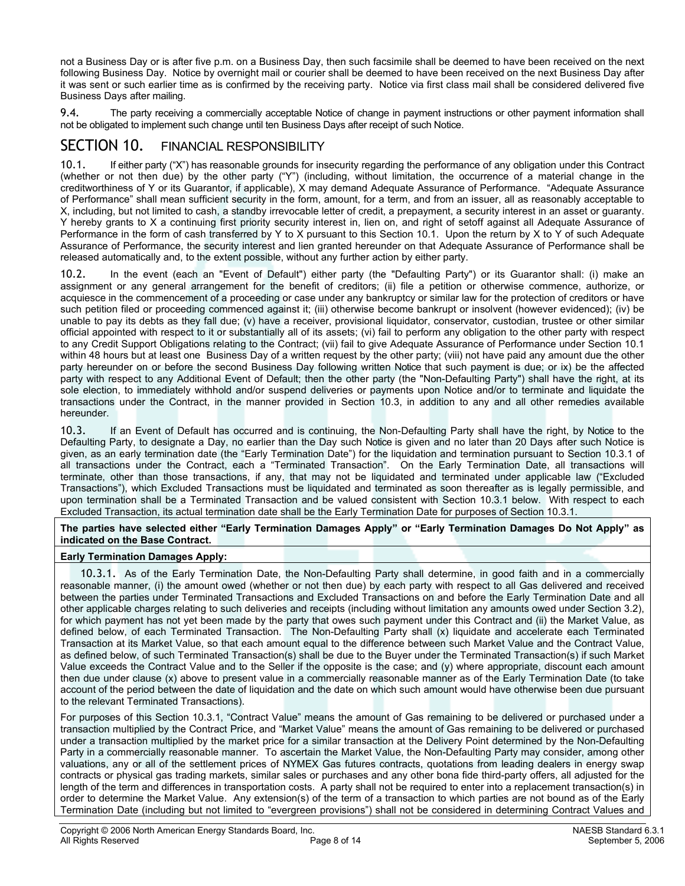not a Business Day or is after five p.m. on a Business Day, then such facsimile shall be deemed to have been received on the next following Business Day. Notice by overnight mail or courier shall be deemed to have been received on the next Business Day after it was sent or such earlier time as is confirmed by the receiving party. Notice via first class mail shall be considered delivered five Business Days after mailing.

9.4. The party receiving a commercially acceptable Notice of change in payment instructions or other payment information shall not be obligated to implement such change until ten Business Days after receipt of such Notice.

## SECTION 10. FINANCIAL RESPONSIBILITY

10.1. If either party ("X") has reasonable grounds for insecurity regarding the performance of any obligation under this Contract (whether or not then due) by the other party ("Y") (including, without limitation, the occurrence of a material change in the creditworthiness of Y or its Guarantor, if applicable), X may demand Adequate Assurance of Performance. "Adequate Assurance of Performance" shall mean sufficient security in the form, amount, for a term, and from an issuer, all as reasonably acceptable to X, including, but not limited to cash, a standby irrevocable letter of credit, a prepayment, a security interest in an asset or guaranty. Y hereby grants to X a continuing first priority security interest in, lien on, and right of setoff against all Adequate Assurance of Performance in the form of cash transferred by Y to X pursuant to this Section 10.1. Upon the return by X to Y of such Adequate Assurance of Performance, the security interest and lien granted hereunder on that Adequate Assurance of Performance shall be released automatically and, to the extent possible, without any further action by either party.

10.2. In the event (each an "Event of Default") either party (the "Defaulting Party") or its Guarantor shall: (i) make an assignment or any general arrangement for the benefit of creditors; (ii) file a petition or otherwise commence, authorize, or acquiesce in the commencement of a proceeding or case under any bankruptcy or similar law for the protection of creditors or have such petition filed or proceeding commenced against it; (iii) otherwise become bankrupt or insolvent (however evidenced); (iv) be unable to pay its debts as they fall due; (v) have a receiver, provisional liquidator, conservator, custodian, trustee or other similar official appointed with respect to it or substantially all of its assets; (vi) fail to perform any obligation to the other party with respect to any Credit Support Obligations relating to the Contract; (vii) fail to give Adequate Assurance of Performance under Section 10.1 within 48 hours but at least one Business Day of a written request by the other party; (viii) not have paid any amount due the other party hereunder on or before the second Business Day following written Notice that such payment is due; or ix) be the affected party with respect to any Additional Event of Default; then the other party (the "Non-Defaulting Party") shall have the right, at its sole election, to immediately withhold and/or suspend deliveries or payments upon Notice and/or to terminate and liquidate the transactions under the Contract, in the manner provided in Section 10.3, in addition to any and all other remedies available hereunder.

10.3. If an Event of Default has occurred and is continuing, the Non-Defaulting Party shall have the right, by Notice to the Defaulting Party, to designate a Day, no earlier than the Day such Notice is given and no later than 20 Days after such Notice is given, as an early termination date (the "Early Termination Date") for the liquidation and termination pursuant to Section 10.3.1 of all transactions under the Contract, each a "Terminated Transaction". On the Early Termination Date, all transactions will terminate, other than those transactions, if any, that may not be liquidated and terminated under applicable law ("Excluded Transactions"), which Excluded Transactions must be liquidated and terminated as soon thereafter as is legally permissible, and upon termination shall be a Terminated Transaction and be valued consistent with Section 10.3.1 below. With respect to each Excluded Transaction, its actual termination date shall be the Early Termination Date for purposes of Section 10.3.1.

**The parties have selected either "Early Termination Damages Apply" or "Early Termination Damages Do Not Apply" as indicated on the Base Contract.**

**Early Termination Damages Apply:**

10.3.1. As of the Early Termination Date, the Non-Defaulting Party shall determine, in good faith and in a commercially reasonable manner, (i) the amount owed (whether or not then due) by each party with respect to all Gas delivered and received between the parties under Terminated Transactions and Excluded Transactions on and before the Early Termination Date and all other applicable charges relating to such deliveries and receipts (including without limitation any amounts owed under Section 3.2), for which payment has not yet been made by the party that owes such payment under this Contract and (ii) the Market Value, as defined below, of each Terminated Transaction. The Non-Defaulting Party shall (x) liquidate and accelerate each Terminated Transaction at its Market Value, so that each amount equal to the difference between such Market Value and the Contract Value, as defined below, of such Terminated Transaction(s) shall be due to the Buyer under the Terminated Transaction(s) if such Market Value exceeds the Contract Value and to the Seller if the opposite is the case; and (y) where appropriate, discount each amount then due under clause (x) above to present value in a commercially reasonable manner as of the Early Termination Date (to take account of the period between the date of liquidation and the date on which such amount would have otherwise been due pursuant to the relevant Terminated Transactions).

For purposes of this Section 10.3.1, "Contract Value" means the amount of Gas remaining to be delivered or purchased under a transaction multiplied by the Contract Price, and "Market Value" means the amount of Gas remaining to be delivered or purchased under a transaction multiplied by the market price for a similar transaction at the Delivery Point determined by the Non-Defaulting Party in a commercially reasonable manner. To ascertain the Market Value, the Non-Defaulting Party may consider, among other valuations, any or all of the settlement prices of NYMEX Gas futures contracts, quotations from leading dealers in energy swap contracts or physical gas trading markets, similar sales or purchases and any other bona fide third-party offers, all adjusted for the length of the term and differences in transportation costs. A party shall not be required to enter into a replacement transaction(s) in order to determine the Market Value. Any extension(s) of the term of a transaction to which parties are not bound as of the Early Termination Date (including but not limited to "evergreen provisions") shall not be considered in determining Contract Values and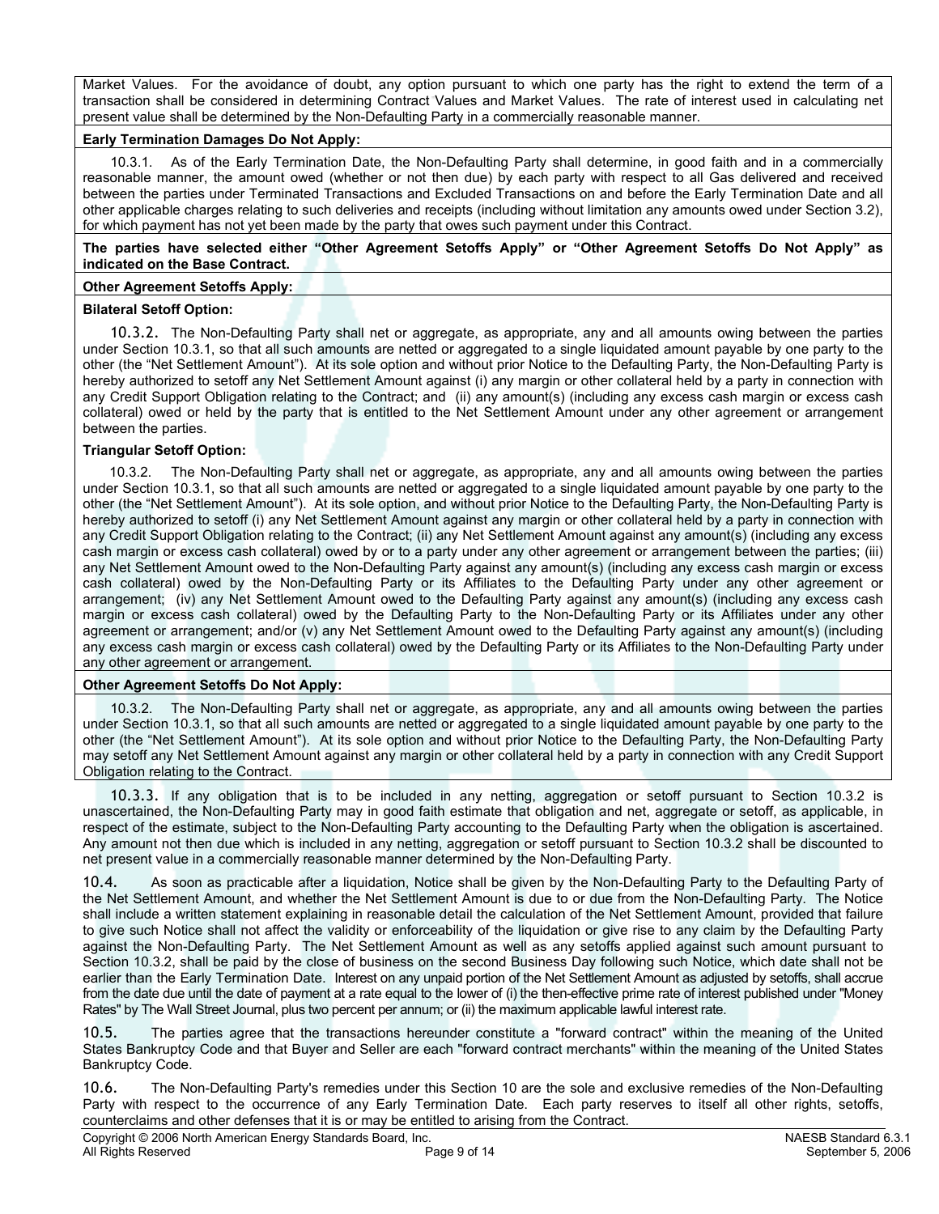Market Values. For the avoidance of doubt, any option pursuant to which one party has the right to extend the term of a transaction shall be considered in determining Contract Values and Market Values. The rate of interest used in calculating net present value shall be determined by the Non-Defaulting Party in a commercially reasonable manner.

**Early Termination Damages Do Not Apply:**

10.3.1. As of the Early Termination Date, the Non-Defaulting Party shall determine, in good faith and in a commercially reasonable manner, the amount owed (whether or not then due) by each party with respect to all Gas delivered and received between the parties under Terminated Transactions and Excluded Transactions on and before the Early Termination Date and all other applicable charges relating to such deliveries and receipts (including without limitation any amounts owed under Section 3.2), for which payment has not yet been made by the party that owes such payment under this Contract.

**The parties have selected either "Other Agreement Setoffs Apply" or "Other Agreement Setoffs Do Not Apply" as indicated on the Base Contract.**

**Other Agreement Setoffs Apply:**

**Bilateral Setoff Option:**

10.3.2. The Non-Defaulting Party shall net or aggregate, as appropriate, any and all amounts owing between the parties under Section 10.3.1, so that all such amounts are netted or aggregated to a single liquidated amount payable by one party to the other (the "Net Settlement Amount"). At its sole option and without prior Notice to the Defaulting Party, the Non-Defaulting Party is hereby authorized to setoff any Net Settlement Amount against (i) any margin or other collateral held by a party in connection with any Credit Support Obligation relating to the Contract; and (ii) any amount(s) (including any excess cash margin or excess cash collateral) owed or held by the party that is entitled to the Net Settlement Amount under any other agreement or arrangement between the parties.

**Triangular Setoff Option:**

10.3.2. The Non-Defaulting Party shall net or aggregate, as appropriate, any and all amounts owing between the parties under Section 10.3.1, so that all such amounts are netted or aggregated to a single liquidated amount payable by one party to the other (the "Net Settlement Amount"). At its sole option, and without prior Notice to the Defaulting Party, the Non-Defaulting Party is hereby authorized to setoff (i) any Net Settlement Amount against any margin or other collateral held by a party in connection with any Credit Support Obligation relating to the Contract; (ii) any Net Settlement Amount against any amount(s) (including any excess cash margin or excess cash collateral) owed by or to a party under any other agreement or arrangement between the parties; (iii) any Net Settlement Amount owed to the Non-Defaulting Party against any amount(s) (including any excess cash margin or excess cash collateral) owed by the Non-Defaulting Party or its Affiliates to the Defaulting Party under any other agreement or arrangement; (iv) any Net Settlement Amount owed to the Defaulting Party against any amount(s) (including any excess cash margin or excess cash collateral) owed by the Defaulting Party to the Non-Defaulting Party or its Affiliates under any other agreement or arrangement; and/or (v) any Net Settlement Amount owed to the Defaulting Party against any amount(s) (including any excess cash margin or excess cash collateral) owed by the Defaulting Party or its Affiliates to the Non-Defaulting Party under any other agreement or arrangement.

**Other Agreement Setoffs Do Not Apply:**

10.3.2. The Non-Defaulting Party shall net or aggregate, as appropriate, any and all amounts owing between the parties under Section 10.3.1, so that all such amounts are netted or aggregated to a single liquidated amount payable by one party to the other (the "Net Settlement Amount"). At its sole option and without prior Notice to the Defaulting Party, the Non-Defaulting Party may setoff any Net Settlement Amount against any margin or other collateral held by a party in connection with any Credit Support Obligation relating to the Contract.

10.3.3. If any obligation that is to be included in any netting, aggregation or setoff pursuant to Section 10.3.2 is unascertained, the Non-Defaulting Party may in good faith estimate that obligation and net, aggregate or setoff, as applicable, in respect of the estimate, subject to the Non-Defaulting Party accounting to the Defaulting Party when the obligation is ascertained. Any amount not then due which is included in any netting, aggregation or setoff pursuant to Section 10.3.2 shall be discounted to net present value in a commercially reasonable manner determined by the Non-Defaulting Party.

10.4. As soon as practicable after a liquidation, Notice shall be given by the Non-Defaulting Party to the Defaulting Party of the Net Settlement Amount, and whether the Net Settlement Amount is due to or due from the Non-Defaulting Party. The Notice shall include a written statement explaining in reasonable detail the calculation of the Net Settlement Amount, provided that failure to give such Notice shall not affect the validity or enforceability of the liquidation or give rise to any claim by the Defaulting Party against the Non-Defaulting Party. The Net Settlement Amount as well as any setoffs applied against such amount pursuant to Section 10.3.2, shall be paid by the close of business on the second Business Day following such Notice, which date shall not be earlier than the Early Termination Date. Interest on any unpaid portion of the Net Settlement Amount as adjusted by setoffs, shall accrue from the date due until the date of payment at a rate equal to the lower of (i) the then-effective prime rate of interest published under "Money Rates" by The Wall Street Journal, plus two percent per annum; or (ii) the maximum applicable lawful interest rate.

10.5. The parties agree that the transactions hereunder constitute a "forward contract" within the meaning of the United States Bankruptcy Code and that Buyer and Seller are each "forward contract merchants" within the meaning of the United States Bankruptcy Code.

10.6. The Non-Defaulting Party's remedies under this Section 10 are the sole and exclusive remedies of the Non-Defaulting Party with respect to the occurrence of any Early Termination Date. Each party reserves to itself all other rights, setoffs, counterclaims and other defenses that it is or may be entitled to arising from the Contract.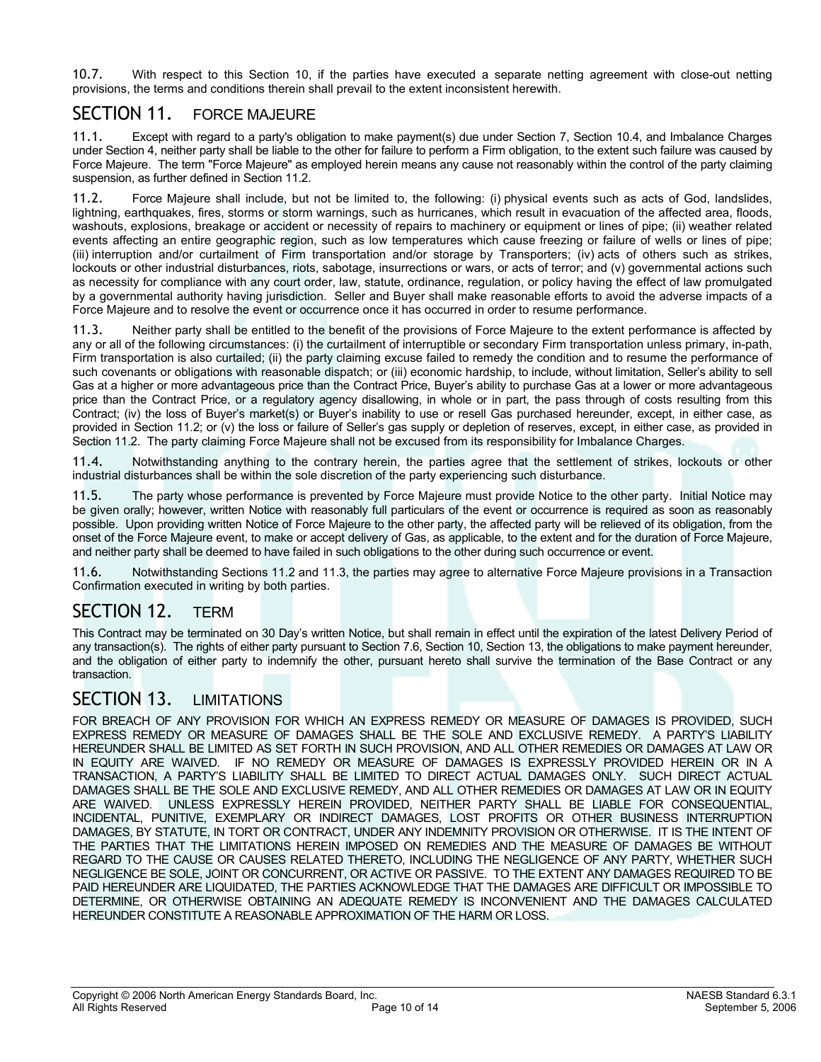10.7. With respect to this Section 10, if the parties have executed a separate netting agreement with close-out netting provisions, the terms and conditions therein shall prevail to the extent inconsistent herewith.

## SECTION 11. FORCE MAJEURE

11.1. Except with regard to a party's obligation to make payment(s) due under Section 7, Section 10.4, and Imbalance Charges under Section 4, neither party shall be liable to the other for failure to perform a Firm obligation, to the extent such failure was caused by Force Majeure. The term "Force Majeure" as employed herein means any cause not reasonably within the control of the party claiming suspension, as further defined in Section 11.2.

11.2. Force Majeure shall include, but not be limited to, the following: (i) physical events such as acts of God, landslides, lightning, earthquakes, fires, storms or storm warnings, such as hurricanes, which result in evacuation of the affected area, floods, washouts, explosions, breakage or accident or necessity of repairs to machinery or equipment or lines of pipe; (ii) weather related events affecting an entire geographic region, such as low temperatures which cause freezing or failure of wells or lines of pipe; (iii) interruption and/or curtailment of Firm transportation and/or storage by Transporters; (iv) acts of others such as strikes, lockouts or other industrial disturbances, riots, sabotage, insurrections or wars, or acts of terror; and (v) governmental actions such as necessity for compliance with any court order, law, statute, ordinance, regulation, or policy having the effect of law promulgated by a governmental authority having jurisdiction. Seller and Buyer shall make reasonable efforts to avoid the adverse impacts of a Force Majeure and to resolve the event or occurrence once it has occurred in order to resume performance.

11.3. Neither party shall be entitled to the benefit of the provisions of Force Majeure to the extent performance is affected by any or all of the following circumstances: (i) the curtailment of interruptible or secondary Firm transportation unless primary, in-path, Firm transportation is also curtailed; (ii) the party claiming excuse failed to remedy the condition and to resume the performance of such covenants or obligations with reasonable dispatch; or (iii) economic hardship, to include, without limitation, Seller's ability to sell Gas at a higher or more advantageous price than the Contract Price, Buyer's ability to purchase Gas at a lower or more advantageous price than the Contract Price, or a regulatory agency disallowing, in whole or in part, the pass through of costs resulting from this Contract; (iv) the loss of Buyer's market(s) or Buyer's inability to use or resell Gas purchased hereunder, except, in either case, as provided in Section 11.2; or (v) the loss or failure of Seller's gas supply or depletion of reserves, except, in either case, as provided in Section 11.2. The party claiming Force Majeure shall not be excused from its responsibility for Imbalance Charges.

11.4. Notwithstanding anything to the contrary herein, the parties agree that the settlement of strikes, lockouts or other industrial disturbances shall be within the sole discretion of the party experiencing such disturbance.

11.5. The party whose performance is prevented by Force Majeure must provide Notice to the other party. Initial Notice may be given orally; however, written Notice with reasonably full particulars of the event or occurrence is required as soon as reasonably possible. Upon providing written Notice of Force Majeure to the other party, the affected party will be relieved of its obligation, from the onset of the Force Majeure event, to make or accept delivery of Gas, as applicable, to the extent and for the duration of Force Majeure, and neither party shall be deemed to have failed in such obligations to the other during such occurrence or event.

11.6. Notwithstanding Sections 11.2 and 11.3, the parties may agree to alternative Force Majeure provisions in a Transaction Confirmation executed in writing by both parties.

## SECTION 12. TERM

This Contract may be terminated on 30 Day's written Notice, but shall remain in effect until the expiration of the latest Delivery Period of any transaction(s). The rights of either party pursuant to Section 7.6, Section 10, Section 13, the obligations to make payment hereunder, and the obligation of either party to indemnify the other, pursuant hereto shall survive the termination of the Base Contract or any transaction.

## SECTION 13. LIMITATIONS

FOR BREACH OF ANY PROVISION FOR WHICH AN EXPRESS REMEDY OR MEASURE OF DAMAGES IS PROVIDED, SUCH EXPRESS REMEDY OR MEASURE OF DAMAGES SHALL BE THE SOLE AND EXCLUSIVE REMEDY. A PARTY'S LIABILITY HEREUNDER SHALL BE LIMITED AS SET FORTH IN SUCH PROVISION, AND ALL OTHER REMEDIES OR DAMAGES AT LAW OR IN EQUITY ARE WAIVED. IF NO REMEDY OR MEASURE OF DAMAGES IS EXPRESSLY PROVIDED HEREIN OR IN A TRANSACTION, A PARTY'S LIABILITY SHALL BE LIMITED TO DIRECT ACTUAL DAMAGES ONLY. SUCH DIRECT ACTUAL DAMAGES SHALL BE THE SOLE AND EXCLUSIVE REMEDY, AND ALL OTHER REMEDIES OR DAMAGES AT LAW OR IN EQUITY ARE WAIVED. UNLESS EXPRESSLY HEREIN PROVIDED, NEITHER PARTY SHALL BE LIABLE FOR CONSEQUENTIAL, INCIDENTAL, PUNITIVE, EXEMPLARY OR INDIRECT DAMAGES, LOST PROFITS OR OTHER BUSINESS INTERRUPTION DAMAGES, BY STATUTE, IN TORT OR CONTRACT, UNDER ANY INDEMNITY PROVISION OR OTHERWISE. IT IS THE INTENT OF THE PARTIES THAT THE LIMITATIONS HEREIN IMPOSED ON REMEDIES AND THE MEASURE OF DAMAGES BE WITHOUT REGARD TO THE CAUSE OR CAUSES RELATED THERETO, INCLUDING THE NEGLIGENCE OF ANY PARTY, WHETHER SUCH NEGLIGENCE BE SOLE, JOINT OR CONCURRENT, OR ACTIVE OR PASSIVE. TO THE EXTENT ANY DAMAGES REQUIRED TO BE PAID HEREUNDER ARE LIQUIDATED, THE PARTIES ACKNOWLEDGE THAT THE DAMAGES ARE DIFFICULT OR IMPOSSIBLE TO DETERMINE, OR OTHERWISE OBTAINING AN ADEQUATE REMEDY IS INCONVENIENT AND THE DAMAGES CALCULATED HEREUNDER CONSTITUTE A REASONABLE APPROXIMATION OF THE HARM OR LOSS.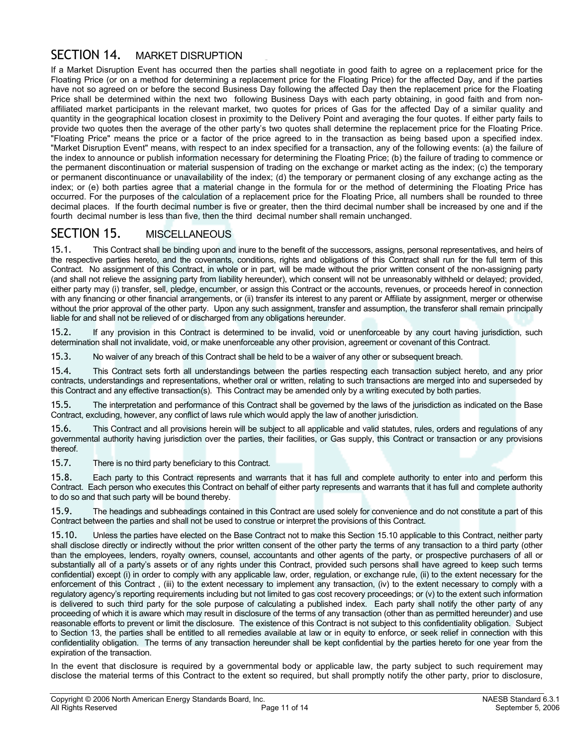## SECTION 14. MARKET DISRUPTION

If a Market Disruption Event has occurred then the parties shall negotiate in good faith to agree on a replacement price for the Floating Price (or on a method for determining a replacement price for the Floating Price) for the affected Day, and if the parties have not so agreed on or before the second Business Day following the affected Day then the replacement price for the Floating Price shall be determined within the next two following Business Days with each party obtaining, in good faith and from non-affiliated market participants in the relevant market, two quotes for prices of Gas for the affected Day of a similar quality and quantity in the geographical location closest in proximity to the Delivery Point and averaging the four quotes. If either party fails to provide two quotes then the average of the other party's two quotes shall determine the replacement price for the Floating Price. "Floating Price" means the price or a factor of the price agreed to in the transaction as being based upon a specified index. "Market Disruption Event" means, with respect to an index specified for a transaction, any of the following events: (a) the failure of the index to announce or publish information necessary for determining the Floating Price; (b) the failure of trading to commence or the permanent discontinuation or material suspension of trading on the exchange or market acting as the index; (c) the temporary or permanent discontinuance or unavailability of the index; (d) the temporary or permanent closing of any exchange acting as the index; or (e) both parties agree that a material change in the formula for or the method of determining the Floating Price has occurred. For the purposes of the calculation of a replacement price for the Floating Price, all numbers shall be rounded to three decimal places. If the fourth decimal number is five or greater, then the third decimal number shall be increased by one and if the fourth decimal number is less than five, then the third decimal number shall remain unchanged.

## SECTION 15. MISCELLANEOUS

15.1. This Contract shall be binding upon and inure to the benefit of the successors, assigns, personal representatives, and heirs of the respective parties hereto, and the covenants, conditions, rights and obligations of this Contract shall run for the full term of this Contract. No assignment of this Contract, in whole or in part, will be made without the prior written consent of the non-assigning party (and shall not relieve the assigning party from liability hereunder), which consent will not be unreasonably withheld or delayed; provided, either party may (i) transfer, sell, pledge, encumber, or assign this Contract or the accounts, revenues, or proceeds hereof in connection with any financing or other financial arrangements, or (ii) transfer its interest to any parent or Affiliate by assignment, merger or otherwise without the prior approval of the other party. Upon any such assignment, transfer and assumption, the transferor shall remain principally liable for and shall not be relieved of or discharged from any obligations hereunder.

15.2. If any provision in this Contract is determined to be invalid, void or unenforceable by any court having jurisdiction, such determination shall not invalidate, void, or make unenforceable any other provision, agreement or covenant of this Contract.

15.3. No waiver of any breach of this Contract shall be held to be a waiver of any other or subsequent breach.

15.4. This Contract sets forth all understandings between the parties respecting each transaction subject hereto, and any prior contracts, understandings and representations, whether oral or written, relating to such transactions are merged into and superseded by this Contract and any effective transaction(s). This Contract may be amended only by a writing executed by both parties.

15.5. The interpretation and performance of this Contract shall be governed by the laws of the jurisdiction as indicated on the Base Contract, excluding, however, any conflict of laws rule which would apply the law of another jurisdiction.

15.6. This Contract and all provisions herein will be subject to all applicable and valid statutes, rules, orders and regulations of any governmental authority having jurisdiction over the parties, their facilities, or Gas supply, this Contract or transaction or any provisions thereof.

15.7. There is no third party beneficiary to this Contract.

15.8. Each party to this Contract represents and warrants that it has full and complete authority to enter into and perform this Contract. Each person who executes this Contract on behalf of either party represents and warrants that it has full and complete authority to do so and that such party will be bound thereby.

15.9. The headings and subheadings contained in this Contract are used solely for convenience and do not constitute a part of this Contract between the parties and shall not be used to construe or interpret the provisions of this Contract.

15.10. Unless the parties have elected on the Base Contract not to make this Section 15.10 applicable to this Contract, neither party shall disclose directly or indirectly without the prior written consent of the other party the terms of any transaction to a third party (other than the employees, lenders, royalty owners, counsel, accountants and other agents of the party, or prospective purchasers of all or substantially all of a party's assets or of any rights under this Contract, provided such persons shall have agreed to keep such terms confidential) except (i) in order to comply with any applicable law, order, regulation, or exchange rule, (ii) to the extent necessary for the enforcement of this Contract , (iii) to the extent necessary to implement any transaction, (iv) to the extent necessary to comply with a regulatory agency's reporting requirements including but not limited to gas cost recovery proceedings; or (v) to the extent such information is delivered to such third party for the sole purpose of calculating a published index. Each party shall notify the other party of any proceeding of which it is aware which may result in disclosure of the terms of any transaction (other than as permitted hereunder) and use reasonable efforts to prevent or limit the disclosure. The existence of this Contract is not subject to this confidentiality obligation. Subject to Section 13, the parties shall be entitled to all remedies available at law or in equity to enforce, or seek relief in connection with this confidentiality obligation. The terms of any transaction hereunder shall be kept confidential by the parties hereto for one year from the expiration of the transaction.

In the event that disclosure is required by a governmental body or applicable law, the party subject to such requirement may disclose the material terms of this Contract to the extent so required, but shall promptly notify the other party, prior to disclosure,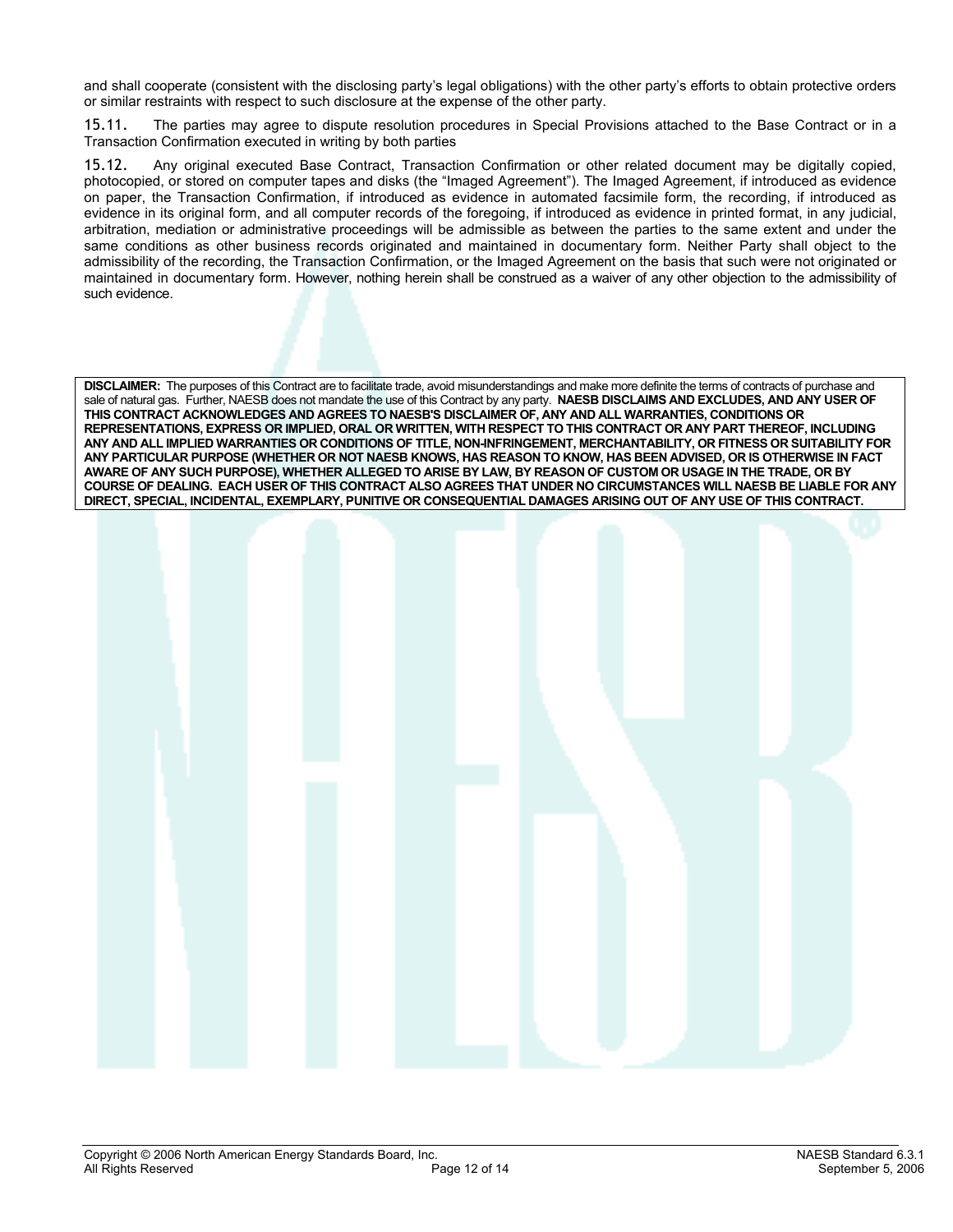and shall cooperate (consistent with the disclosing party's legal obligations) with the other party's efforts to obtain protective orders or similar restraints with respect to such disclosure at the expense of the other party.

15.11. The parties may agree to dispute resolution procedures in Special Provisions attached to the Base Contract or in a Transaction Confirmation executed in writing by both parties

15.12. Any original executed Base Contract, Transaction Confirmation or other related document may be digitally copied, photocopied, or stored on computer tapes and disks (the "Imaged Agreement"). The Imaged Agreement, if introduced as evidence on paper, the Transaction Confirmation, if introduced as evidence in automated facsimile form, the recording, if introduced as evidence in its original form, and all computer records of the foregoing, if introduced as evidence in printed format, in any judicial, arbitration, mediation or administrative proceedings will be admissible as between the parties to the same extent and under the same conditions as other business records originated and maintained in documentary form. Neither Party shall object to the admissibility of the recording, the Transaction Confirmation, or the Imaged Agreement on the basis that such were not originated or maintained in documentary form. However, nothing herein shall be construed as a waiver of any other objection to the admissibility of such evidence.

**DISCLAIMER:** The purposes of this Contract are to facilitate trade, avoid misunderstandings and make more definite the terms of contracts of purchase and sale of natural gas. Further, NAESB does not mandate the use of this Contract by any party. **NAESB DISCLAIMS AND EXCLUDES, AND ANY USER OF THIS CONTRACT ACKNOWLEDGES AND AGREES TO NAESB'S DISCLAIMER OF, ANY AND ALL WARRANTIES, CONDITIONS OR REPRESENTATIONS, EXPRESS OR IMPLIED, ORAL OR WRITTEN, WITH RESPECT TO THIS CONTRACT OR ANY PART THEREOF, INCLUDING ANY AND ALL IMPLIED WARRANTIES OR CONDITIONS OF TITLE, NON-INFRINGEMENT, MERCHANTABILITY, OR FITNESS OR SUITABILITY FOR ANY PARTICULAR PURPOSE (WHETHER OR NOT NAESB KNOWS, HAS REASON TO KNOW, HAS BEEN ADVISED, OR IS OTHERWISE IN FACT AWARE OF ANY SUCH PURPOSE), WHETHER ALLEGED TO ARISE BY LAW, BY REASON OF CUSTOM OR USAGE IN THE TRADE, OR BY COURSE OF DEALING. EACH USER OF THIS CONTRACT ALSO AGREES THAT UNDER NO CIRCUMSTANCES WILL NAESB BE LIABLE FOR ANY DIRECT, SPECIAL, INCIDENTAL, EXEMPLARY, PUNITIVE OR CONSEQUENTIAL DAMAGES ARISING OUT OF ANY USE OF THIS CONTRACT.**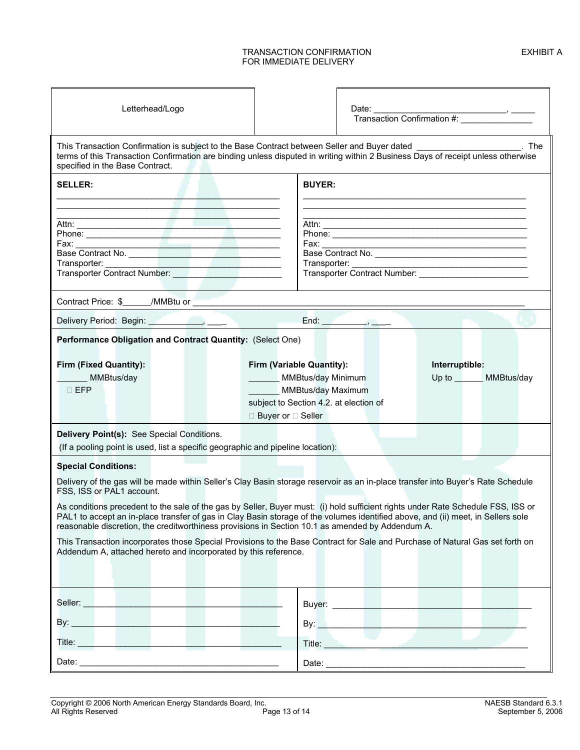TRANSACTION CONFIRMATION
FOR IMMEDIATE DELIVERY

EXHIBIT A

| Letterhead/Logo | | Date: ___________________________, _____ Transaction Confirmation #: _______________ |
|---|---|---|

This Transaction Confirmation is subject to the Base Contract between Seller and Buyer dated ______________________. The terms of this Transaction Confirmation are binding unless disputed in writing within 2 Business Days of receipt unless otherwise specified in the Base Contract.

| **SELLER:** | **BUYER:** |
|---|---|
| ______________________________________________ | ______________________________________________ |
| ______________________________________________ | ______________________________________________ |
| ______________________________________________ | ______________________________________________ |
| Attn: _________________________________________ | Attn: _________________________________________ |
| Phone: _______________________________________ | Phone: _______________________________________ |
| Fax: __________________________________________ | Fax: __________________________________________ |
| Base Contract No. _______________________________ | Base Contract No. _______________________________ |
| Transporter: ____________________________________ | Transporter: ____________________________________ |
| Transporter Contract Number: ______________________ | Transporter Contract Number: ______________________ |

Contract Price: $______/MMBtu or _______________________________________________________________________

Delivery Period: Begin: ____________, ____ End: __________, ____

**Performance Obligation and Contract Quantity:** (Select One)

| **Firm (Fixed Quantity):** | **Firm (Variable Quantity):** | **Interruptible:** |
|---|---|---|
| ______ MMBtus/day | ______ MMBtus/day Minimum | Up to ______ MMBtus/day |
| ☐ EFP | ______ MMBtus/day Maximum | |
| | subject to Section 4.2. at election of | |
| | ☐ Buyer or ☐ Seller | |

**Delivery Point(s):** See Special Conditions.
(If a pooling point is used, list a specific geographic and pipeline location):

**Special Conditions:**

Delivery of the gas will be made within Seller's Clay Basin storage reservoir as an in-place transfer into Buyer's Rate Schedule FSS, ISS or PAL1 account.

As conditions precedent to the sale of the gas by Seller, Buyer must: (i) hold sufficient rights under Rate Schedule FSS, ISS or PAL1 to accept an in-place transfer of gas in Clay Basin storage of the volumes identified above, and (ii) meet, in Sellers sole reasonable discretion, the creditworthiness provisions in Section 10.1 as amended by Addendum A.

This Transaction incorporates those Special Provisions to the Base Contract for Sale and Purchase of Natural Gas set forth on Addendum A, attached hereto and incorporated by this reference.

| Seller: _________________________________________ | Buyer: _________________________________________ |
|---|---|
| By: ____________________________________________ | By: ____________________________________________ |
| Title: __________________________________________ | Title: __________________________________________ |
| Date: __________________________________________ | Date: __________________________________________ |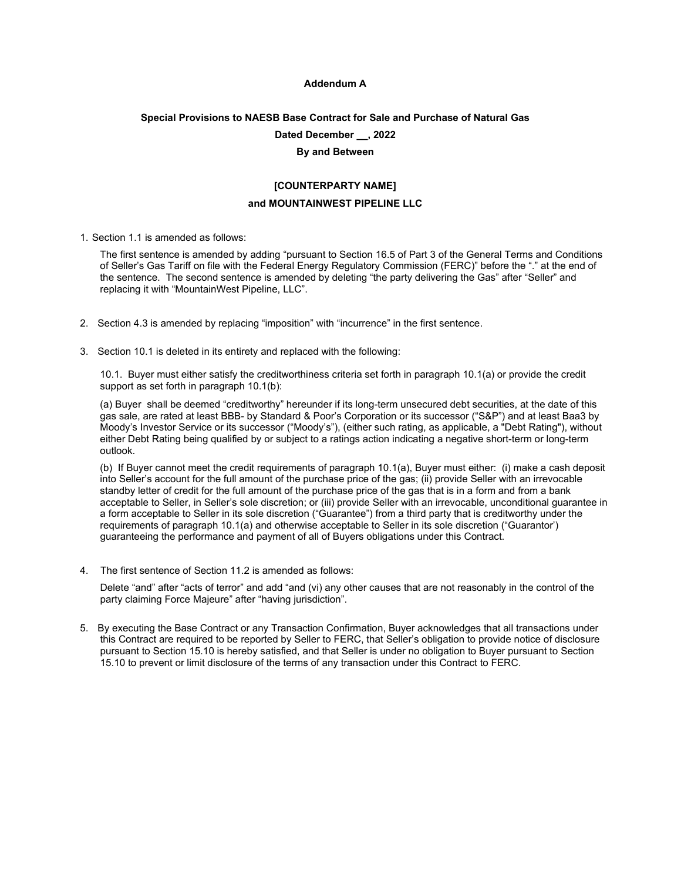**Addendum A**

**Special Provisions to NAESB Base Contract for Sale and Purchase of Natural Gas**

**Dated December __, 2022**

**By and Between**

**[COUNTERPARTY NAME]**

**and MOUNTAINWEST PIPELINE LLC**

1. Section 1.1 is amended as follows:

   The first sentence is amended by adding "pursuant to Section 16.5 of Part 3 of the General Terms and Conditions of Seller's Gas Tariff on file with the Federal Energy Regulatory Commission (FERC)" before the "." at the end of the sentence. The second sentence is amended by deleting "the party delivering the Gas" after "Seller" and replacing it with "MountainWest Pipeline, LLC".

2. Section 4.3 is amended by replacing "imposition" with "incurrence" in the first sentence.

3. Section 10.1 is deleted in its entirety and replaced with the following:

   10.1. Buyer must either satisfy the creditworthiness criteria set forth in paragraph 10.1(a) or provide the credit support as set forth in paragraph 10.1(b):

   (a) Buyer shall be deemed "creditworthy" hereunder if its long-term unsecured debt securities, at the date of this gas sale, are rated at least BBB- by Standard & Poor's Corporation or its successor ("S&P") and at least Baa3 by Moody's Investor Service or its successor ("Moody's"), (either such rating, as applicable, a "Debt Rating"), without either Debt Rating being qualified by or subject to a ratings action indicating a negative short-term or long-term outlook.

   (b) If Buyer cannot meet the credit requirements of paragraph 10.1(a), Buyer must either: (i) make a cash deposit into Seller's account for the full amount of the purchase price of the gas; (ii) provide Seller with an irrevocable standby letter of credit for the full amount of the purchase price of the gas that is in a form and from a bank acceptable to Seller, in Seller's sole discretion; or (iii) provide Seller with an irrevocable, unconditional guarantee in a form acceptable to Seller in its sole discretion ("Guarantee") from a third party that is creditworthy under the requirements of paragraph 10.1(a) and otherwise acceptable to Seller in its sole discretion ("Guarantor') guaranteeing the performance and payment of all of Buyers obligations under this Contract.

4. The first sentence of Section 11.2 is amended as follows:

   Delete "and" after "acts of terror" and add "and (vi) any other causes that are not reasonably in the control of the party claiming Force Majeure" after "having jurisdiction".

5. By executing the Base Contract or any Transaction Confirmation, Buyer acknowledges that all transactions under this Contract are required to be reported by Seller to FERC, that Seller's obligation to provide notice of disclosure pursuant to Section 15.10 is hereby satisfied, and that Seller is under no obligation to Buyer pursuant to Section 15.10 to prevent or limit disclosure of the terms of any transaction under this Contract to FERC.